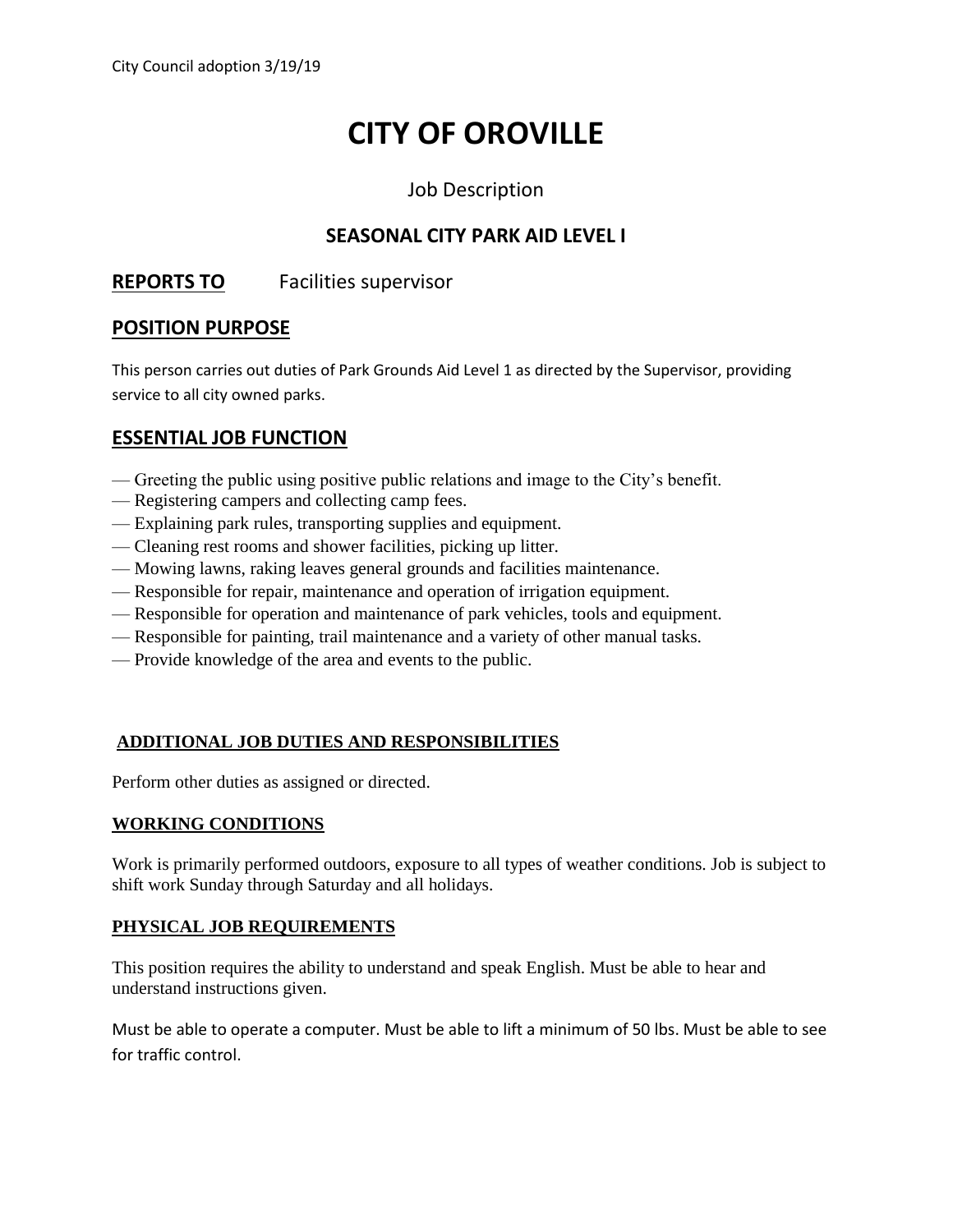City Council adoption 3/19/19

# CITY OF OROVILLE

Job Description

## SEASONAL CITY PARK AID LEVEL I

**REPORTS TO** Facilities supervisor

## POSITION PURPOSE

This person carries out duties of Park Grounds Aid Level 1 as directed by the Supervisor, providing service to all city owned parks.

## ESSENTIAL JOB FUNCTION

— Greeting the public using positive public relations and image to the City's benefit.
— Registering campers and collecting camp fees.
— Explaining park rules, transporting supplies and equipment.
— Cleaning rest rooms and shower facilities, picking up litter.
— Mowing lawns, raking leaves general grounds and facilities maintenance.
— Responsible for repair, maintenance and operation of irrigation equipment.
— Responsible for operation and maintenance of park vehicles, tools and equipment.
— Responsible for painting, trail maintenance and a variety of other manual tasks.
— Provide knowledge of the area and events to the public.

### ADDITIONAL JOB DUTIES AND RESPONSIBILITIES

Perform other duties as assigned or directed.

### WORKING CONDITIONS

Work is primarily performed outdoors, exposure to all types of weather conditions. Job is subject to shift work Sunday through Saturday and all holidays.

### PHYSICAL JOB REQUIREMENTS

This position requires the ability to understand and speak English. Must be able to hear and understand instructions given.

Must be able to operate a computer. Must be able to lift a minimum of 50 lbs. Must be able to see for traffic control.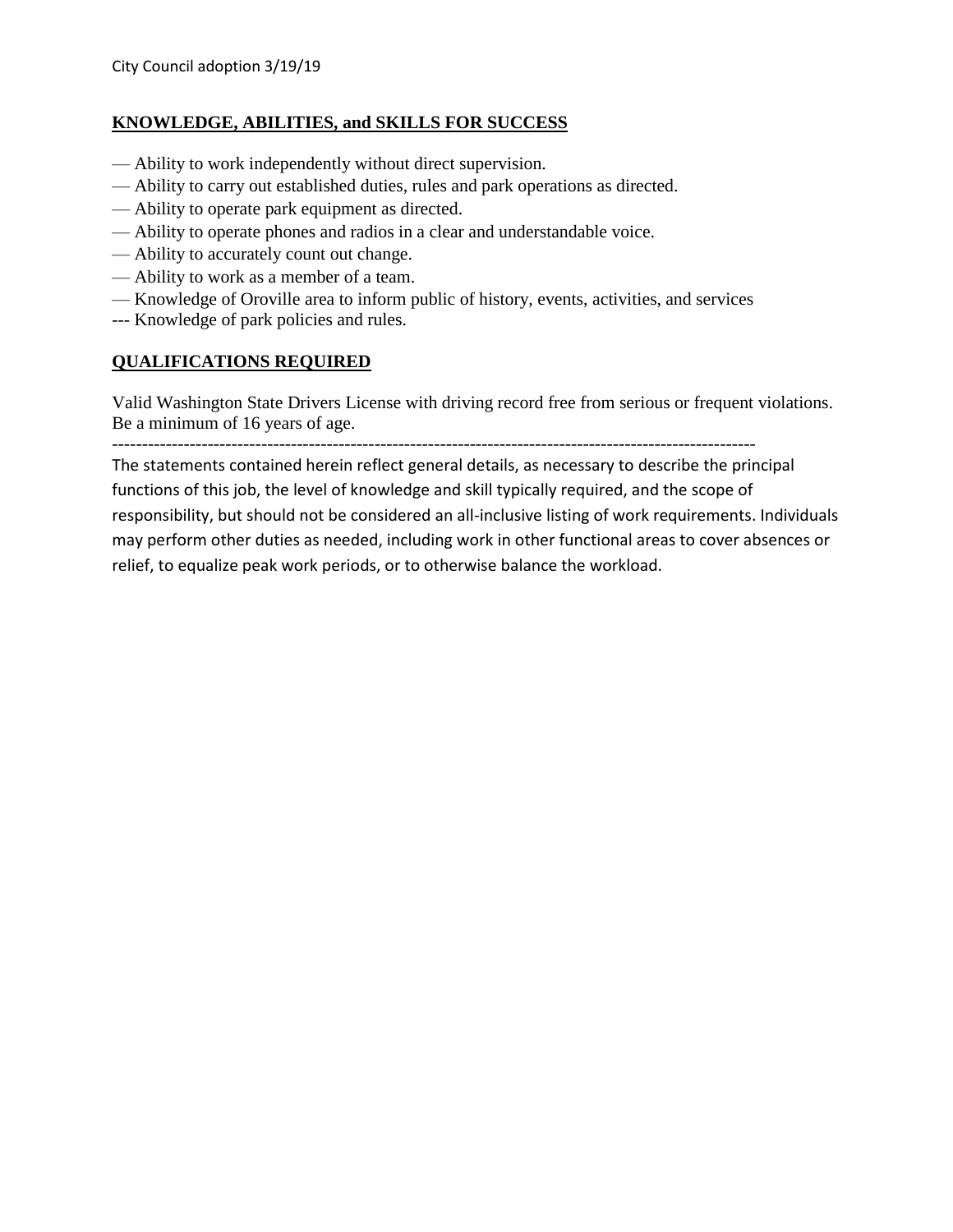## KNOWLEDGE, ABILITIES, and SKILLS FOR SUCCESS

— Ability to work independently without direct supervision.
— Ability to carry out established duties, rules and park operations as directed.
— Ability to operate park equipment as directed.
— Ability to operate phones and radios in a clear and understandable voice.
— Ability to accurately count out change.
— Ability to work as a member of a team.
— Knowledge of Oroville area to inform public of history, events, activities, and services
--- Knowledge of park policies and rules.

## QUALIFICATIONS REQUIRED

Valid Washington State Drivers License with driving record free from serious or frequent violations.
Be a minimum of 16 years of age.

---

The statements contained herein reflect general details, as necessary to describe the principal functions of this job, the level of knowledge and skill typically required, and the scope of responsibility, but should not be considered an all-inclusive listing of work requirements. Individuals may perform other duties as needed, including work in other functional areas to cover absences or relief, to equalize peak work periods, or to otherwise balance the workload.